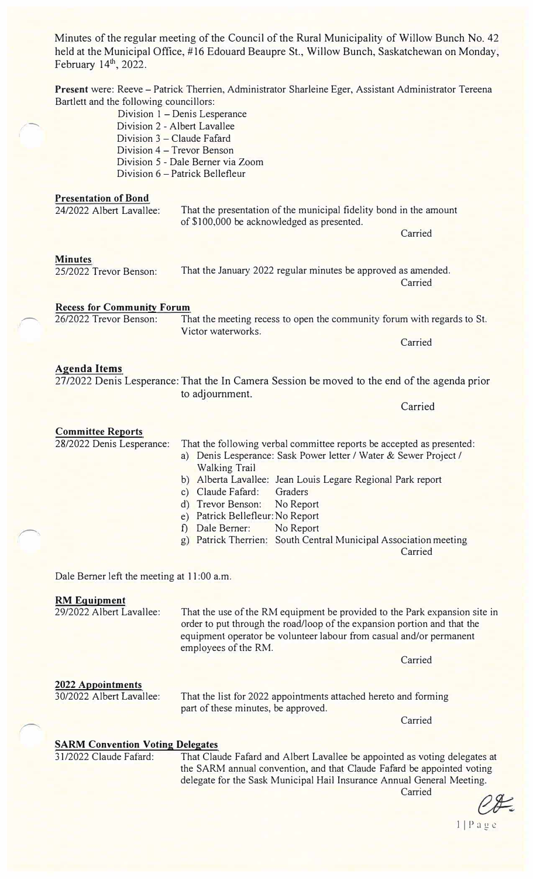Minutes of the regular meeting of the Council of the Rural Municipality of Willow Bunch No. 42 held at the Municipal Office, #16 Edouard Beaupre St., Willow Bunch, Saskatchewan on Monday, February 14th, 2022.

**Present** were: Reeve – Patrick Therrien, Administrator Sharleine Eger, Assistant Administrator Tereena Bartlett and the following councillors:

Division 1 – Denis Lesperance
Division 2 - Albert Lavallee
Division 3 – Claude Fafard
Division 4 – Trevor Benson
Division 5 - Dale Berner via Zoom
Division 6 – Patrick Bellefleur

**Presentation of Bond**

24/2022 Albert Lavallee: That the presentation of the municipal fidelity bond in the amount of $100,000 be acknowledged as presented.

Carried

**Minutes**

25/2022 Trevor Benson: That the January 2022 regular minutes be approved as amended.

Carried

**Recess for Community Forum**

26/2022 Trevor Benson: That the meeting recess to open the community forum with regards to St. Victor waterworks.

Carried

**Agenda Items**

27/2022 Denis Lesperance: That the In Camera Session be moved to the end of the agenda prior to adjournment.

Carried

**Committee Reports**

28/2022 Denis Lesperance: That the following verbal committee reports be accepted as presented:

a) Denis Lesperance: Sask Power letter / Water & Sewer Project / Walking Trail
b) Alberta Lavallee: Jean Louis Legare Regional Park report
c) Claude Fafard: Graders
d) Trevor Benson: No Report
e) Patrick Bellefleur: No Report
f) Dale Berner: No Report
g) Patrick Therrien: South Central Municipal Association meeting

Carried

Dale Berner left the meeting at 11:00 a.m.

**RM Equipment**

29/2022 Albert Lavallee: That the use of the RM equipment be provided to the Park expansion site in order to put through the road/loop of the expansion portion and that the equipment operator be volunteer labour from casual and/or permanent employees of the RM.

Carried

**2022 Appointments**

30/2022 Albert Lavallee: That the list for 2022 appointments attached hereto and forming part of these minutes, be approved.

Carried

**SARM Convention Voting Delegates**

31/2022 Claude Fafard: That Claude Fafard and Albert Lavallee be appointed as voting delegates at the SARM annual convention, and that Claude Fafard be appointed voting delegate for the Sask Municipal Hail Insurance Annual General Meeting.

Carried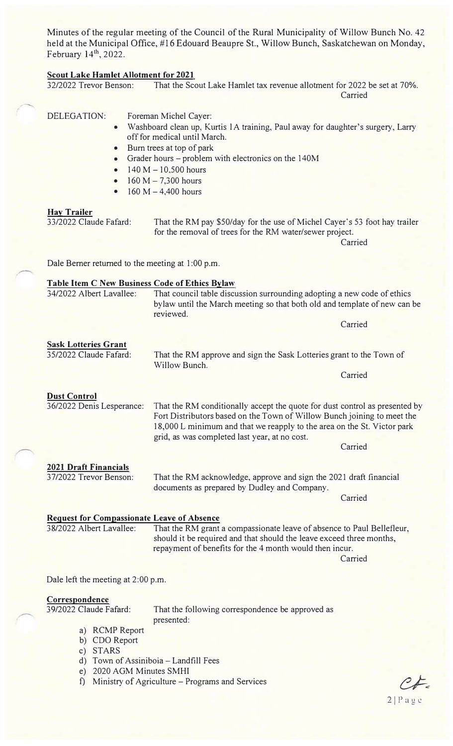Minutes of the regular meeting of the Council of the Rural Municipality of Willow Bunch No. 42 held at the Municipal Office, #16 Edouard Beaupre St., Willow Bunch, Saskatchewan on Monday, February 14th, 2022.

**Scout Lake Hamlet Allotment for 2021**

32/2022 Trevor Benson: That the Scout Lake Hamlet tax revenue allotment for 2022 be set at 70%.

Carried

DELEGATION: Foreman Michel Cayer:

- Washboard clean up, Kurtis 1A training, Paul away for daughter's surgery, Larry off for medical until March.
- Burn trees at top of park
- Grader hours – problem with electronics on the 140M
- 140 M – 10,500 hours
- 160 M – 7,300 hours
- 160 M – 4,400 hours

**Hay Trailer**

33/2022 Claude Fafard: That the RM pay $50/day for the use of Michel Cayer's 53 foot hay trailer for the removal of trees for the RM water/sewer project.

Carried

Dale Berner returned to the meeting at 1:00 p.m.

**Table Item C New Business Code of Ethics Bylaw**

34/2022 Albert Lavallee: That council table discussion surrounding adopting a new code of ethics bylaw until the March meeting so that both old and template of new can be reviewed.

Carried

**Sask Lotteries Grant**

35/2022 Claude Fafard: That the RM approve and sign the Sask Lotteries grant to the Town of Willow Bunch.

Carried

**Dust Control**

36/2022 Denis Lesperance: That the RM conditionally accept the quote for dust control as presented by Fort Distributors based on the Town of Willow Bunch joining to meet the 18,000 L minimum and that we reapply to the area on the St. Victor park grid, as was completed last year, at no cost.

Carried

**2021 Draft Financials**

37/2022 Trevor Benson: That the RM acknowledge, approve and sign the 2021 draft financial documents as prepared by Dudley and Company.

Carried

**Request for Compassionate Leave of Absence**

38/2022 Albert Lavallee: That the RM grant a compassionate leave of absence to Paul Bellefleur, should it be required and that should the leave exceed three months, repayment of benefits for the 4 month would then incur.

Carried

Dale left the meeting at 2:00 p.m.

**Correspondence**

39/2022 Claude Fafard: That the following correspondence be approved as presented:

a) RCMP Report
b) CDO Report
c) STARS
d) Town of Assiniboia – Landfill Fees
e) 2020 AGM Minutes SMHI
f) Ministry of Agriculture – Programs and Services

CF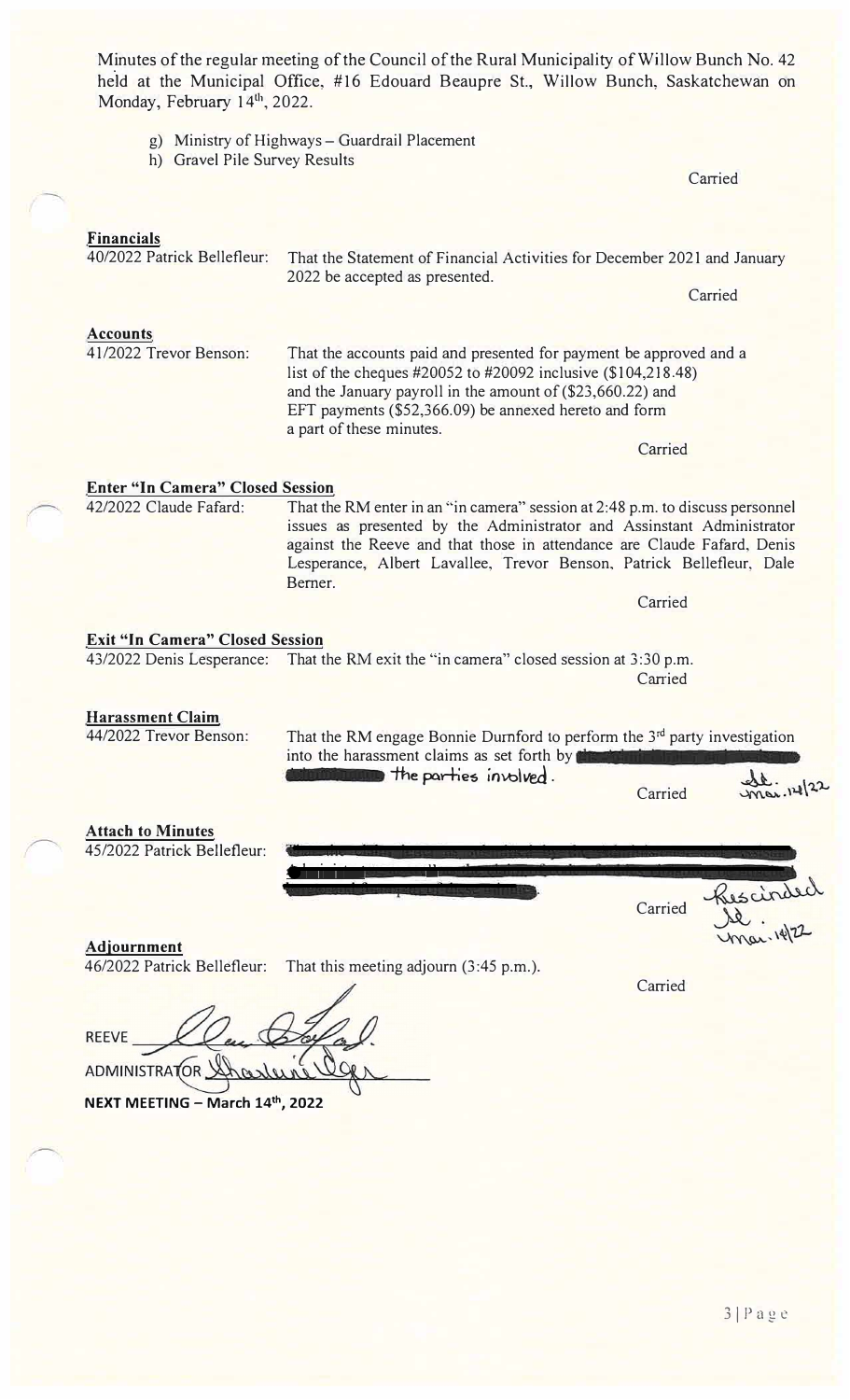Minutes of the regular meeting of the Council of the Rural Municipality of Willow Bunch No. 42 held at the Municipal Office, #16 Edouard Beaupre St., Willow Bunch, Saskatchewan on Monday, February 14th, 2022.

g) Ministry of Highways – Guardrail Placement
h) Gravel Pile Survey Results

Carried

**Financials**

40/2022 Patrick Bellefleur: That the Statement of Financial Activities for December 2021 and January 2022 be accepted as presented.

Carried

**Accounts**

41/2022 Trevor Benson: That the accounts paid and presented for payment be approved and a list of the cheques #20052 to #20092 inclusive ($104,218.48) and the January payroll in the amount of ($23,660.22) and EFT payments ($52,366.09) be annexed hereto and form a part of these minutes.

Carried

**Enter "In Camera" Closed Session**

42/2022 Claude Fafard: That the RM enter in an "in camera" session at 2:48 p.m. to discuss personnel issues as presented by the Administrator and Assistant Administrator against the Reeve and that those in attendance are Claude Fafard, Denis Lesperance, Albert Lavallee, Trevor Benson, Patrick Bellefleur, Dale Berner.

Carried

**Exit "In Camera" Closed Session**

43/2022 Denis Lesperance: That the RM exit the "in camera" closed session at 3:30 p.m.

Carried

**Harassment Claim**

44/2022 Trevor Benson: That the RM engage Bonnie Durnford to perform the 3rd party investigation into the harassment claims as set forth by [redacted] the parties involved.

Carried — sk. Mar. 14/22

**Attach to Minutes**

45/2022 Patrick Bellefleur: [redacted]

Carried — Rescinded sk. Mar. 14/22

**Adjournment**

46/2022 Patrick Bellefleur: That this meeting adjourn (3:45 p.m.).

Carried

REEVE [signature]

ADMINISTRATOR [signature]

**NEXT MEETING – March 14th, 2022**